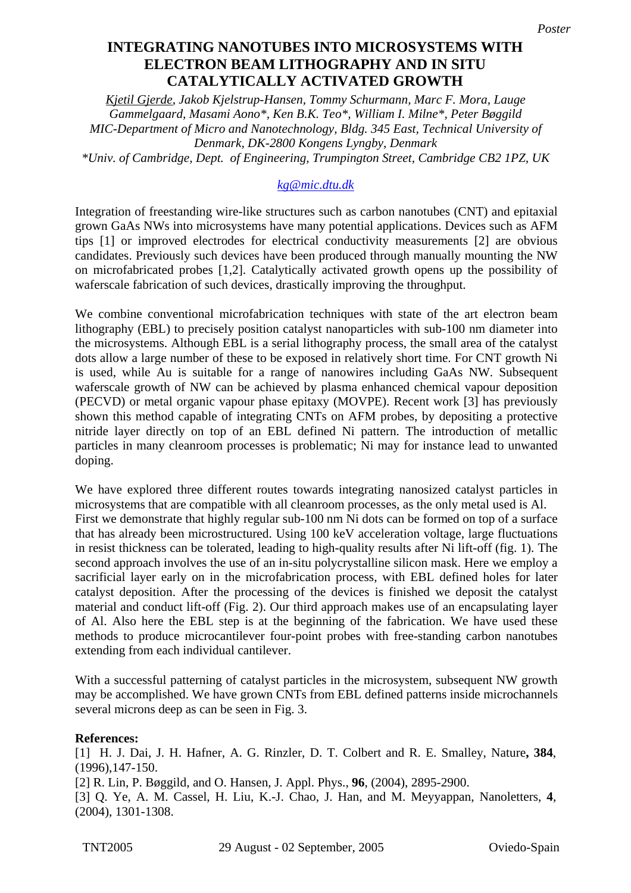*Poster*

# INTEGRATING NANOTUBES INTO MICROSYSTEMS WITH ELECTRON BEAM LITHOGRAPHY AND IN SITU CATALYTICALLY ACTIVATED GROWTH

*Kjetil Gjerde, Jakob Kjelstrup-Hansen, Tommy Schurmann, Marc F. Mora, Lauge Gammelgaard, Masami Aono*, Ken B.K. Teo*, William I. Milne*, Peter Bøggild*
*MIC-Department of Micro and Nanotechnology, Bldg. 345 East, Technical University of Denmark, DK-2800 Kongens Lyngby, Denmark*
*\*Univ. of Cambridge, Dept. of Engineering, Trumpington Street, Cambridge CB2 1PZ, UK*

kg@mic.dtu.dk

Integration of freestanding wire-like structures such as carbon nanotubes (CNT) and epitaxial grown GaAs NWs into microsystems have many potential applications. Devices such as AFM tips [1] or improved electrodes for electrical conductivity measurements [2] are obvious candidates. Previously such devices have been produced through manually mounting the NW on microfabricated probes [1,2]. Catalytically activated growth opens up the possibility of waferscale fabrication of such devices, drastically improving the throughput.

We combine conventional microfabrication techniques with state of the art electron beam lithography (EBL) to precisely position catalyst nanoparticles with sub-100 nm diameter into the microsystems. Although EBL is a serial lithography process, the small area of the catalyst dots allow a large number of these to be exposed in relatively short time. For CNT growth Ni is used, while Au is suitable for a range of nanowires including GaAs NW. Subsequent waferscale growth of NW can be achieved by plasma enhanced chemical vapour deposition (PECVD) or metal organic vapour phase epitaxy (MOVPE). Recent work [3] has previously shown this method capable of integrating CNTs on AFM probes, by depositing a protective nitride layer directly on top of an EBL defined Ni pattern. The introduction of metallic particles in many cleanroom processes is problematic; Ni may for instance lead to unwanted doping.

We have explored three different routes towards integrating nanosized catalyst particles in microsystems that are compatible with all cleanroom processes, as the only metal used is Al. First we demonstrate that highly regular sub-100 nm Ni dots can be formed on top of a surface that has already been microstructured. Using 100 keV acceleration voltage, large fluctuations in resist thickness can be tolerated, leading to high-quality results after Ni lift-off (fig. 1). The second approach involves the use of an in-situ polycrystalline silicon mask. Here we employ a sacrificial layer early on in the microfabrication process, with EBL defined holes for later catalyst deposition. After the processing of the devices is finished we deposit the catalyst material and conduct lift-off (Fig. 2). Our third approach makes use of an encapsulating layer of Al. Also here the EBL step is at the beginning of the fabrication. We have used these methods to produce microcantilever four-point probes with free-standing carbon nanotubes extending from each individual cantilever.

With a successful patterning of catalyst particles in the microsystem, subsequent NW growth may be accomplished. We have grown CNTs from EBL defined patterns inside microchannels several microns deep as can be seen in Fig. 3.

**References:**

[1] H. J. Dai, J. H. Hafner, A. G. Rinzler, D. T. Colbert and R. E. Smalley, Nature**, 384**, (1996),147-150.

[2] R. Lin, P. Bøggild, and O. Hansen, J. Appl. Phys., **96**, (2004), 2895-2900.

[3] Q. Ye, A. M. Cassel, H. Liu, K.-J. Chao, J. Han, and M. Meyyappan, Nanoletters, **4**, (2004), 1301-1308.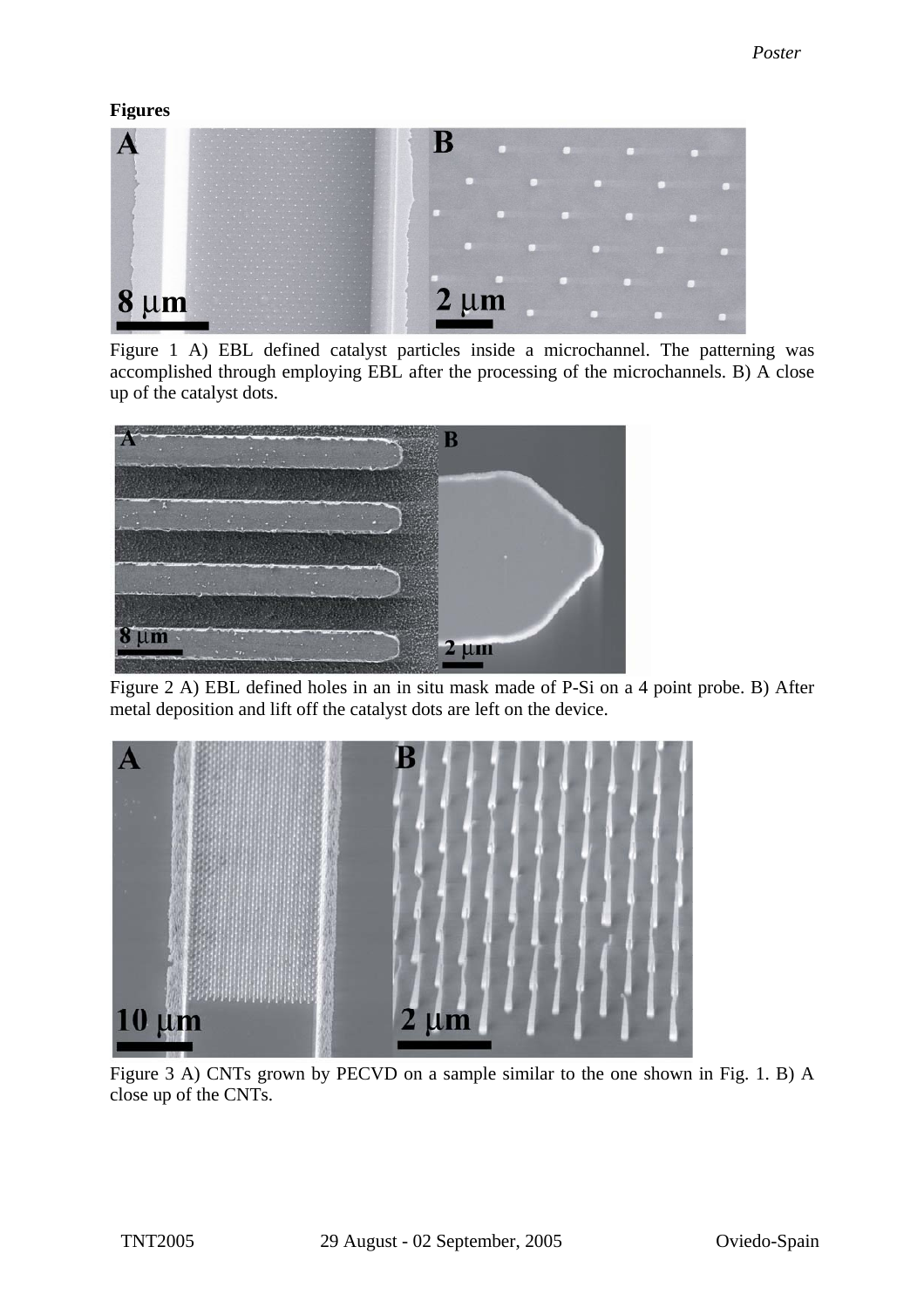**Figures**

Figure 1 A) EBL defined catalyst particles inside a microchannel. The patterning was accomplished through employing EBL after the processing of the microchannels. B) A close up of the catalyst dots.

Figure 2 A) EBL defined holes in an in situ mask made of P-Si on a 4 point probe. B) After metal deposition and lift off the catalyst dots are left on the device.

Figure 3 A) CNTs grown by PECVD on a sample similar to the one shown in Fig. 1. B) A close up of the CNTs.